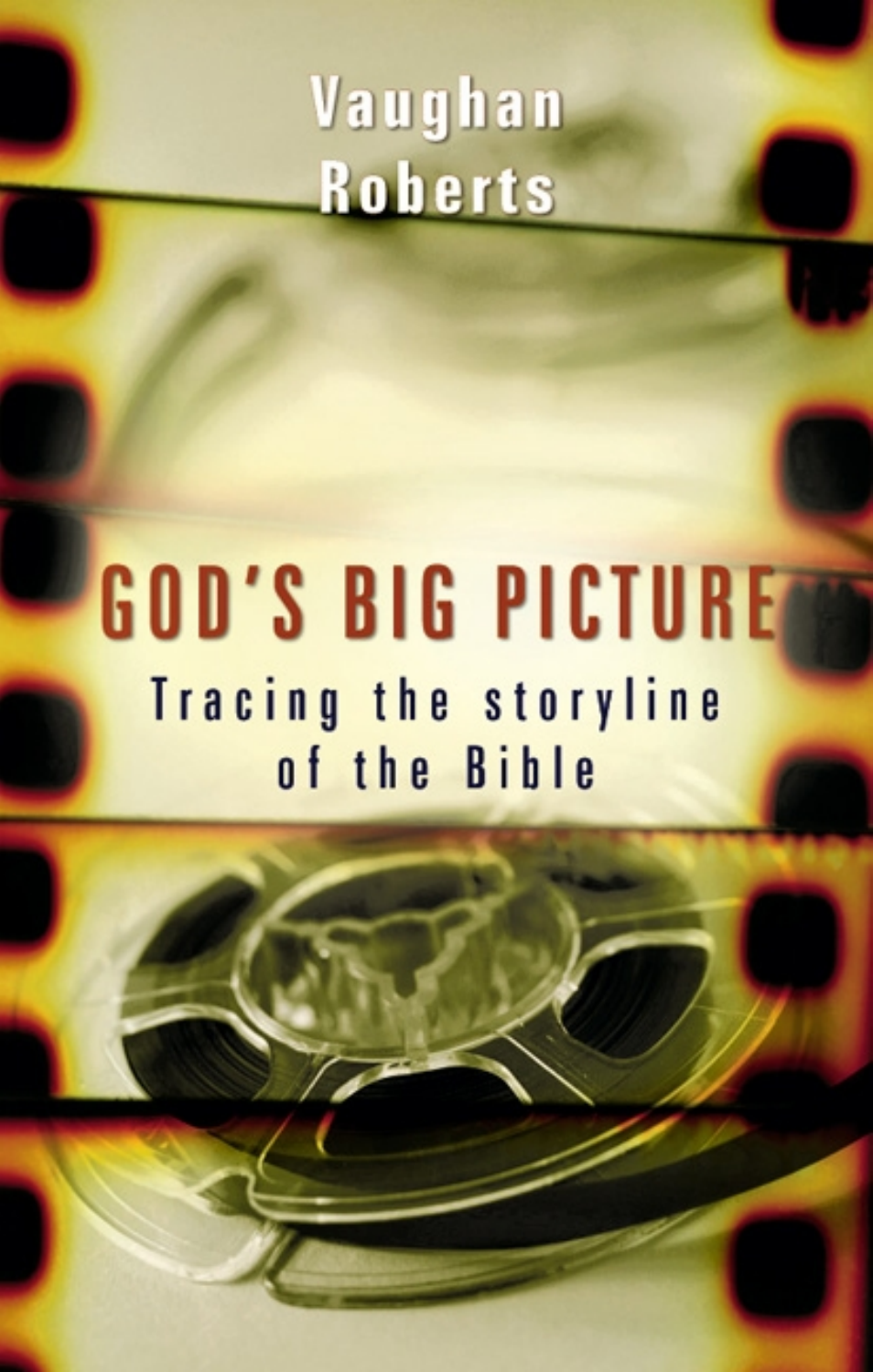Vaughan Roberts

# GOD'S BIG PICTURE

## Tracing the storyline of the Bible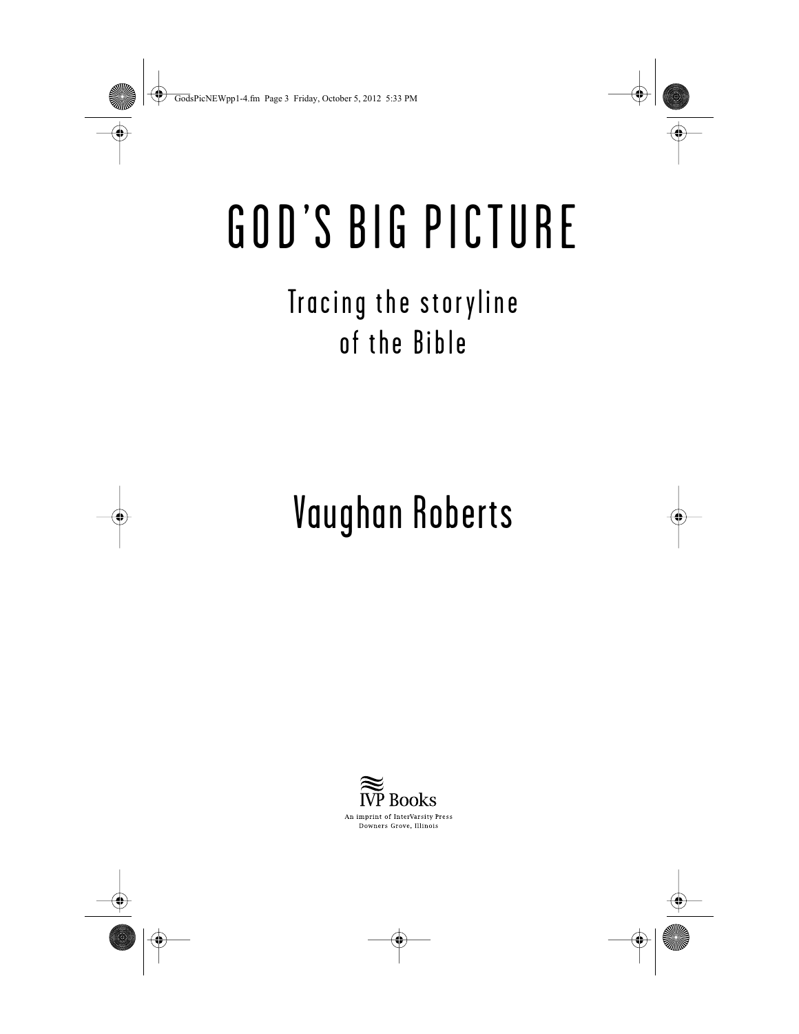# GOD'S BIG PICTURE

## Tracing the storyline of the Bible

### Vaughan Roberts

IVP Books

An imprint of InterVarsity Press
Downers Grove, Illinois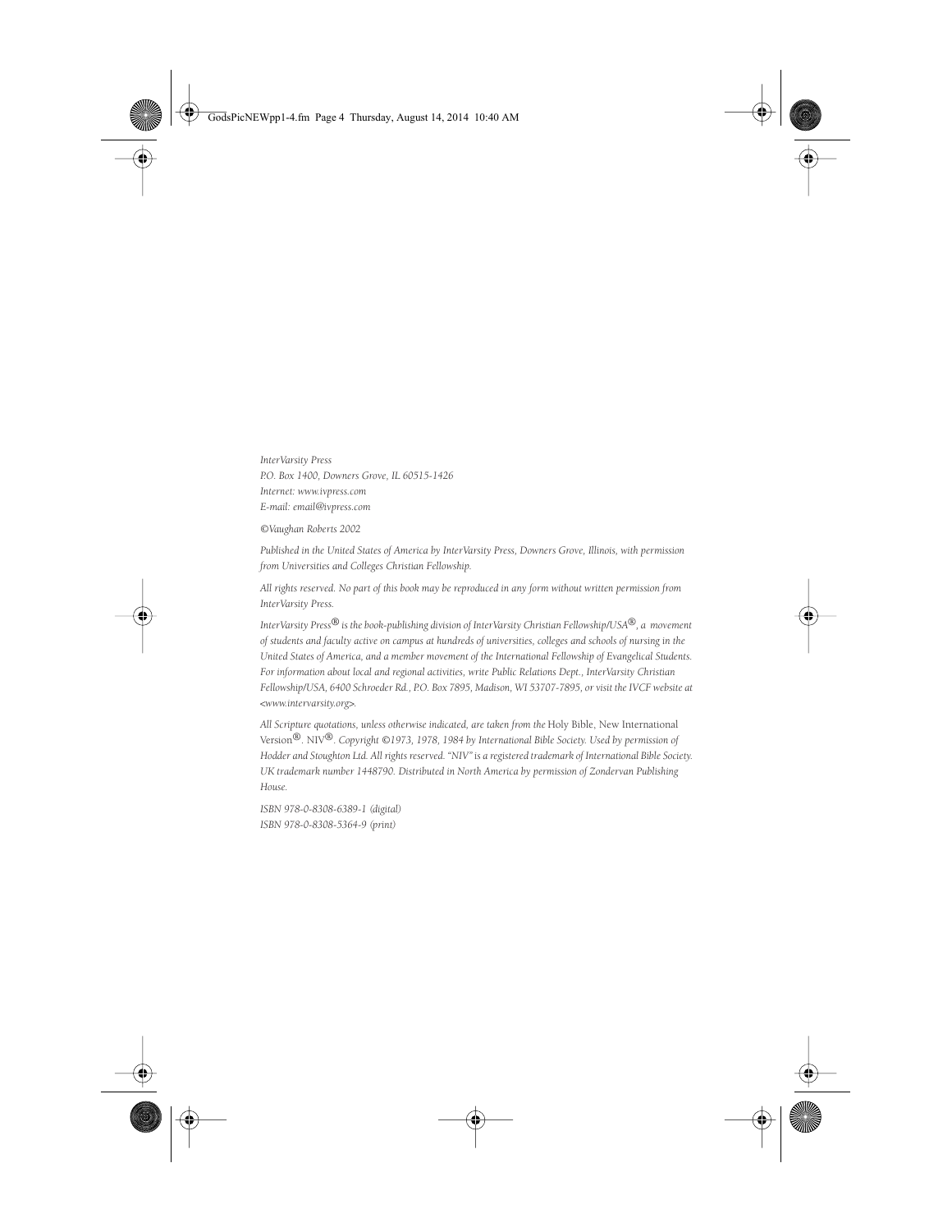*InterVarsity Press*
*P.O. Box 1400, Downers Grove, IL 60515-1426*
*Internet: www.ivpress.com*
*E-mail: email@ivpress.com*

*©Vaughan Roberts 2002*

*Published in the United States of America by InterVarsity Press, Downers Grove, Illinois, with permission from Universities and Colleges Christian Fellowship.*

*All rights reserved. No part of this book may be reproduced in any form without written permission from InterVarsity Press.*

*InterVarsity Press® is the book-publishing division of InterVarsity Christian Fellowship/USA®, a movement of students and faculty active on campus at hundreds of universities, colleges and schools of nursing in the United States of America, and a member movement of the International Fellowship of Evangelical Students. For information about local and regional activities, write Public Relations Dept., InterVarsity Christian Fellowship/USA, 6400 Schroeder Rd., P.O. Box 7895, Madison, WI 53707-7895, or visit the IVCF website at <www.intervarsity.org>.*

*All Scripture quotations, unless otherwise indicated, are taken from the* Holy Bible, New International Version®. NIV®. *Copyright ©1973, 1978, 1984 by International Bible Society. Used by permission of Hodder and Stoughton Ltd. All rights reserved. "NIV" is a registered trademark of International Bible Society. UK trademark number 1448790. Distributed in North America by permission of Zondervan Publishing House.*

*ISBN 978-0-8308-6389-1 (digital)*
*ISBN 978-0-8308-5364-9 (print)*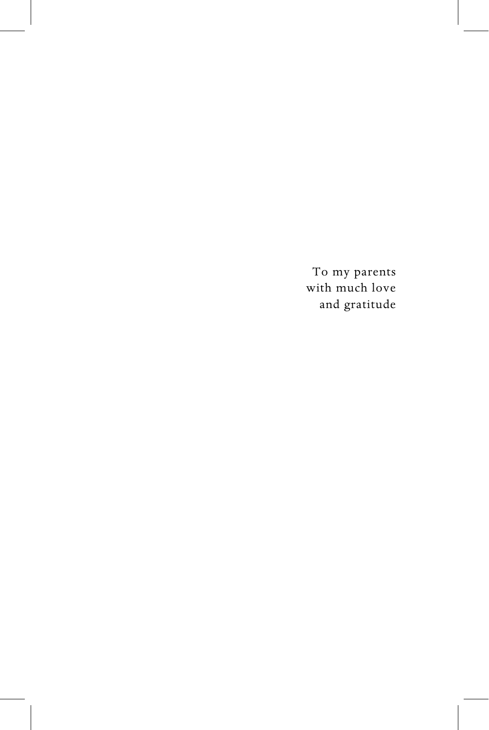To my parents  
with much love  
and gratitude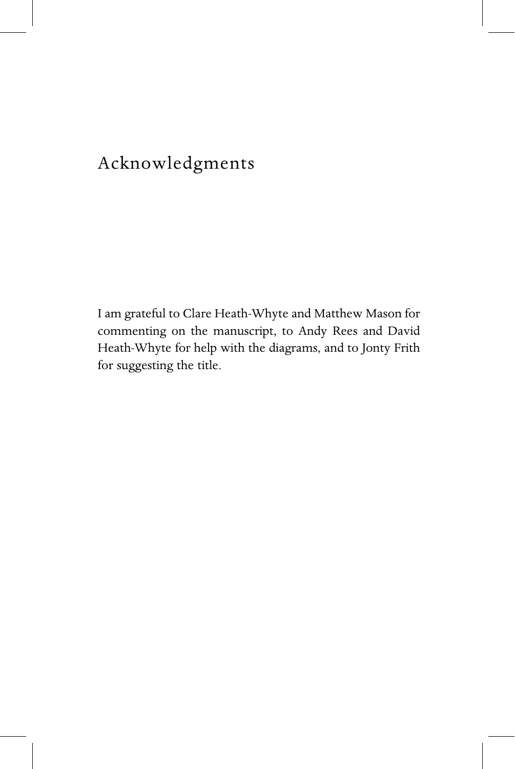# Acknowledgments

I am grateful to Clare Heath-Whyte and Matthew Mason for commenting on the manuscript, to Andy Rees and David Heath-Whyte for help with the diagrams, and to Jonty Frith for suggesting the title.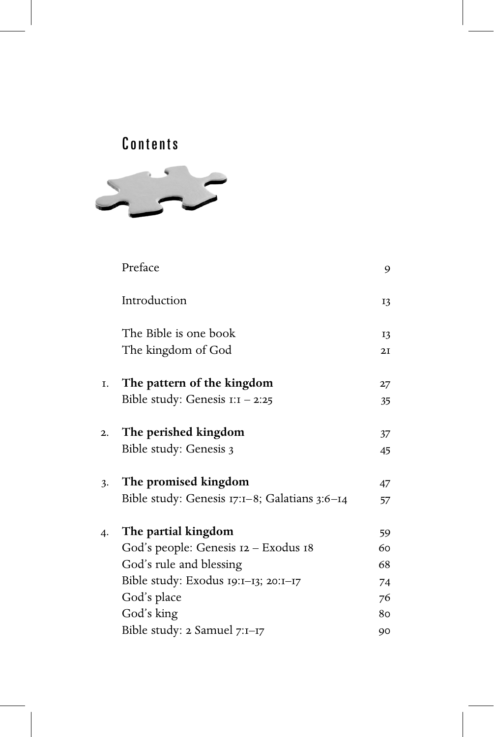# Contents

| | | |
|---|---|---|
| | Preface | 9 |
| | Introduction | 13 |
| | The Bible is one book | 13 |
| | The kingdom of God | 21 |
| 1. | **The pattern of the kingdom** | 27 |
| | Bible study: Genesis 1:1 – 2:25 | 35 |
| 2. | **The perished kingdom** | 37 |
| | Bible study: Genesis 3 | 45 |
| 3. | **The promised kingdom** | 47 |
| | Bible study: Genesis 17:1–8; Galatians 3:6–14 | 57 |
| 4. | **The partial kingdom** | 59 |
| | God's people: Genesis 12 – Exodus 18 | 60 |
| | God's rule and blessing | 68 |
| | Bible study: Exodus 19:1–13; 20:1–17 | 74 |
| | God's place | 76 |
| | God's king | 80 |
| | Bible study: 2 Samuel 7:1–17 | 90 |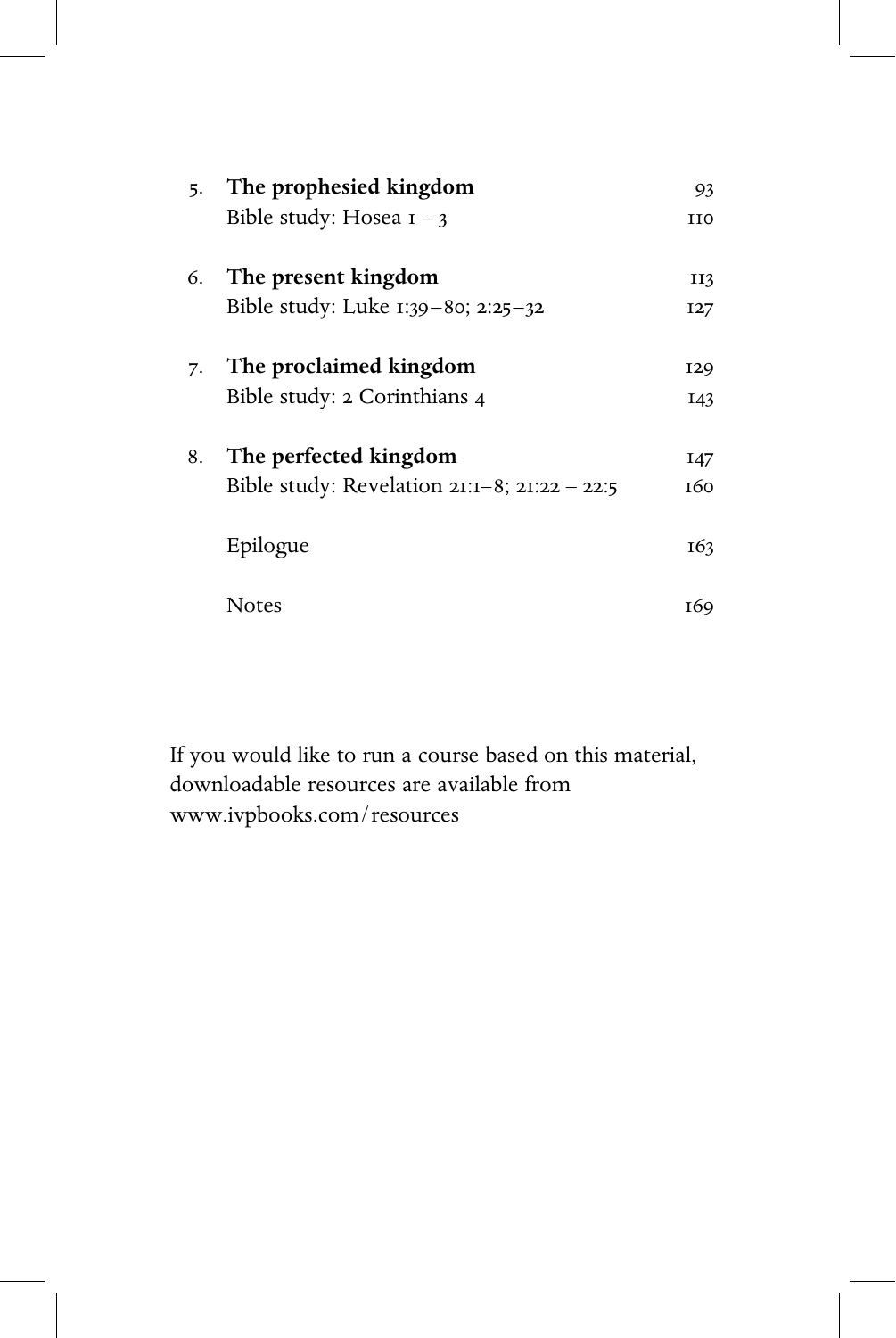5. **The prophesied kingdom** 93
   Bible study: Hosea 1 – 3 110

6. **The present kingdom** 113
   Bible study: Luke 1:39–80; 2:25–32 127

7. **The proclaimed kingdom** 129
   Bible study: 2 Corinthians 4 143

8. **The perfected kingdom** 147
   Bible study: Revelation 21:1–8; 21:22 – 22:5 160

Epilogue 163

Notes 169

If you would like to run a course based on this material, downloadable resources are available from www.ivpbooks.com/resources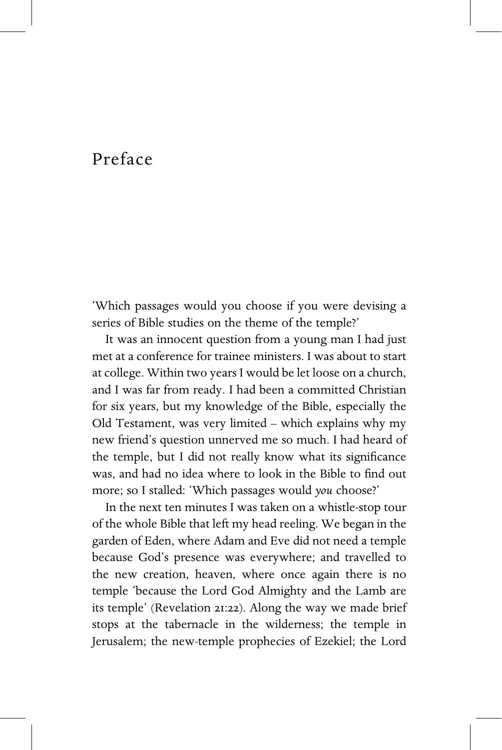# Preface

'Which passages would you choose if you were devising a series of Bible studies on the theme of the temple?'

It was an innocent question from a young man I had just met at a conference for trainee ministers. I was about to start at college. Within two years I would be let loose on a church, and I was far from ready. I had been a committed Christian for six years, but my knowledge of the Bible, especially the Old Testament, was very limited – which explains why my new friend's question unnerved me so much. I had heard of the temple, but I did not really know what its significance was, and had no idea where to look in the Bible to find out more; so I stalled: 'Which passages would *you* choose?'

In the next ten minutes I was taken on a whistle-stop tour of the whole Bible that left my head reeling. We began in the garden of Eden, where Adam and Eve did not need a temple because God's presence was everywhere; and travelled to the new creation, heaven, where once again there is no temple 'because the Lord God Almighty and the Lamb are its temple' (Revelation 21:22). Along the way we made brief stops at the tabernacle in the wilderness; the temple in Jerusalem; the new-temple prophecies of Ezekiel; the Lord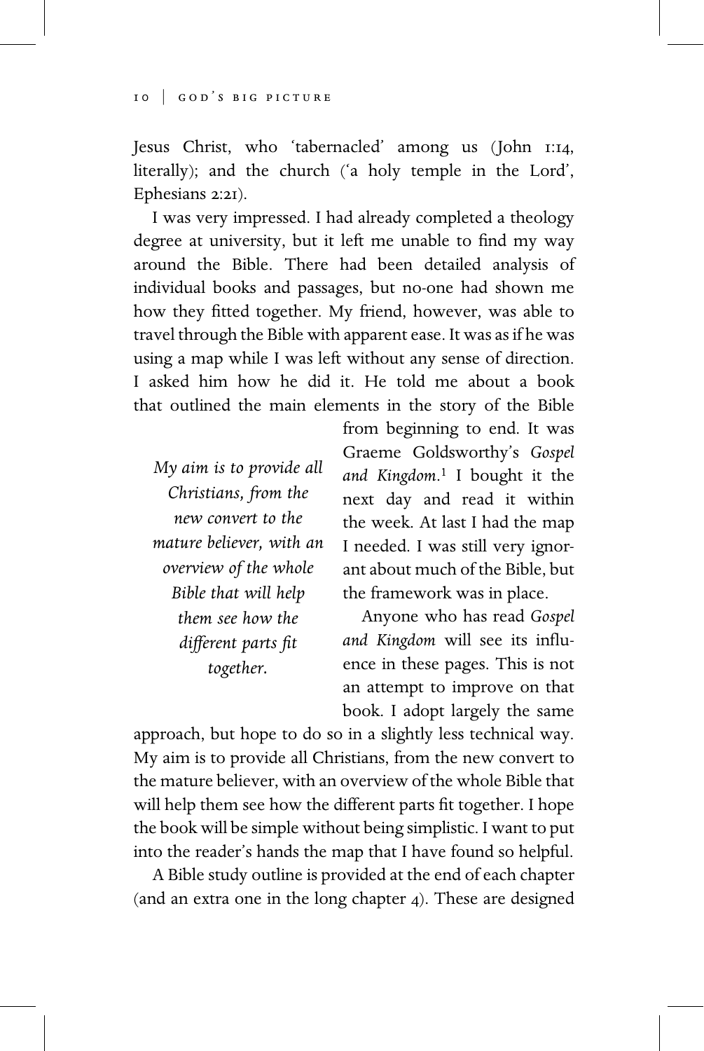Jesus Christ, who 'tabernacled' among us (John 1:14, literally); and the church ('a holy temple in the Lord', Ephesians 2:21).

I was very impressed. I had already completed a theology degree at university, but it left me unable to find my way around the Bible. There had been detailed analysis of individual books and passages, but no-one had shown me how they fitted together. My friend, however, was able to travel through the Bible with apparent ease. It was as if he was using a map while I was left without any sense of direction. I asked him how he did it. He told me about a book that outlined the main elements in the story of the Bible from beginning to end. It was Graeme Goldsworthy's *Gospel and Kingdom*.[1] I bought it the next day and read it within the week. At last I had the map I needed. I was still very ignorant about much of the Bible, but the framework was in place.

*My aim is to provide all Christians, from the new convert to the mature believer, with an overview of the whole Bible that will help them see how the different parts fit together.*

Anyone who has read *Gospel and Kingdom* will see its influence in these pages. This is not an attempt to improve on that book. I adopt largely the same approach, but hope to do so in a slightly less technical way. My aim is to provide all Christians, from the new convert to the mature believer, with an overview of the whole Bible that will help them see how the different parts fit together. I hope the book will be simple without being simplistic. I want to put into the reader's hands the map that I have found so helpful.

A Bible study outline is provided at the end of each chapter (and an extra one in the long chapter 4). These are designed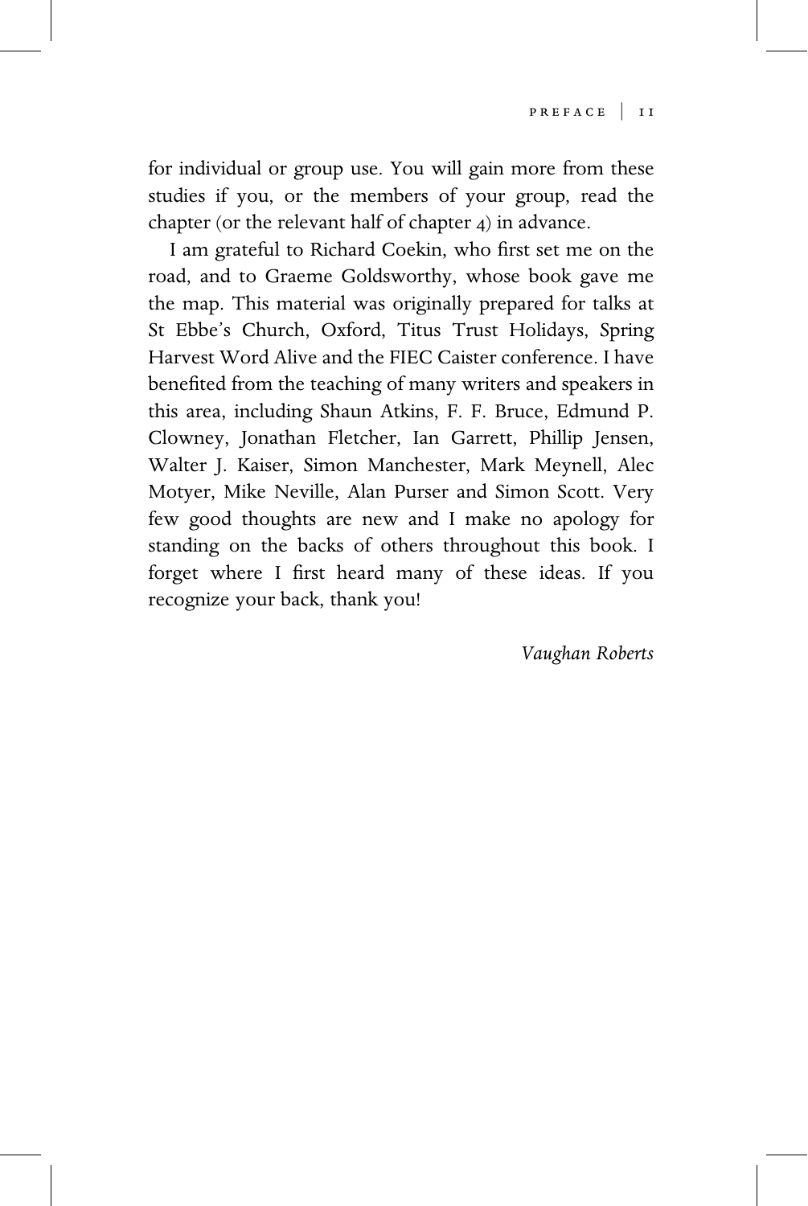for individual or group use. You will gain more from these studies if you, or the members of your group, read the chapter (or the relevant half of chapter 4) in advance.

I am grateful to Richard Coekin, who first set me on the road, and to Graeme Goldsworthy, whose book gave me the map. This material was originally prepared for talks at St Ebbe's Church, Oxford, Titus Trust Holidays, Spring Harvest Word Alive and the FIEC Caister conference. I have benefited from the teaching of many writers and speakers in this area, including Shaun Atkins, F. F. Bruce, Edmund P. Clowney, Jonathan Fletcher, Ian Garrett, Phillip Jensen, Walter J. Kaiser, Simon Manchester, Mark Meynell, Alec Motyer, Mike Neville, Alan Purser and Simon Scott. Very few good thoughts are new and I make no apology for standing on the backs of others throughout this book. I forget where I first heard many of these ideas. If you recognize your back, thank you!

*Vaughan Roberts*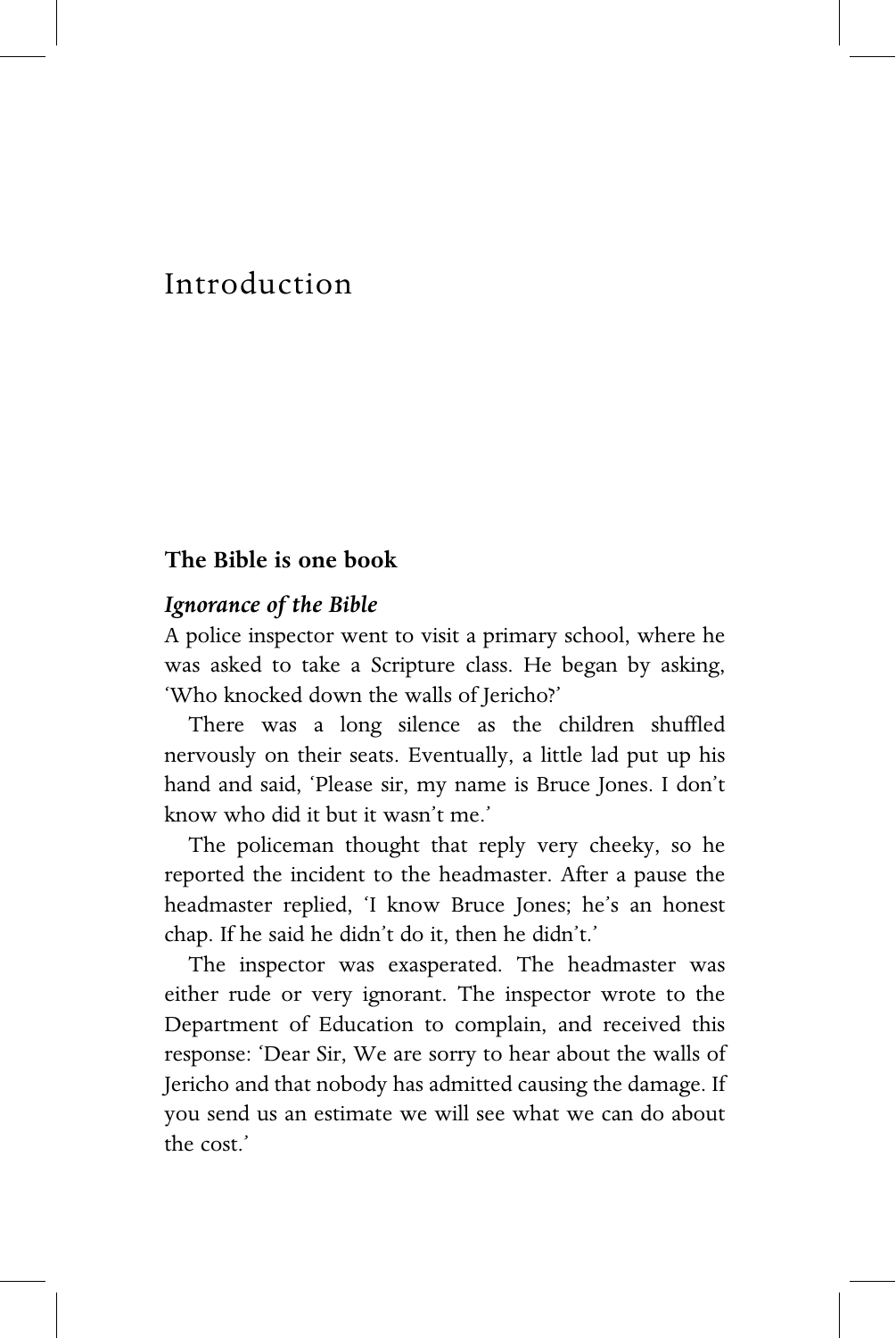# Introduction

## The Bible is one book

### *Ignorance of the Bible*

A police inspector went to visit a primary school, where he was asked to take a Scripture class. He began by asking, 'Who knocked down the walls of Jericho?'

There was a long silence as the children shuffled nervously on their seats. Eventually, a little lad put up his hand and said, 'Please sir, my name is Bruce Jones. I don't know who did it but it wasn't me.'

The policeman thought that reply very cheeky, so he reported the incident to the headmaster. After a pause the headmaster replied, 'I know Bruce Jones; he's an honest chap. If he said he didn't do it, then he didn't.'

The inspector was exasperated. The headmaster was either rude or very ignorant. The inspector wrote to the Department of Education to complain, and received this response: 'Dear Sir, We are sorry to hear about the walls of Jericho and that nobody has admitted causing the damage. If you send us an estimate we will see what we can do about the cost.'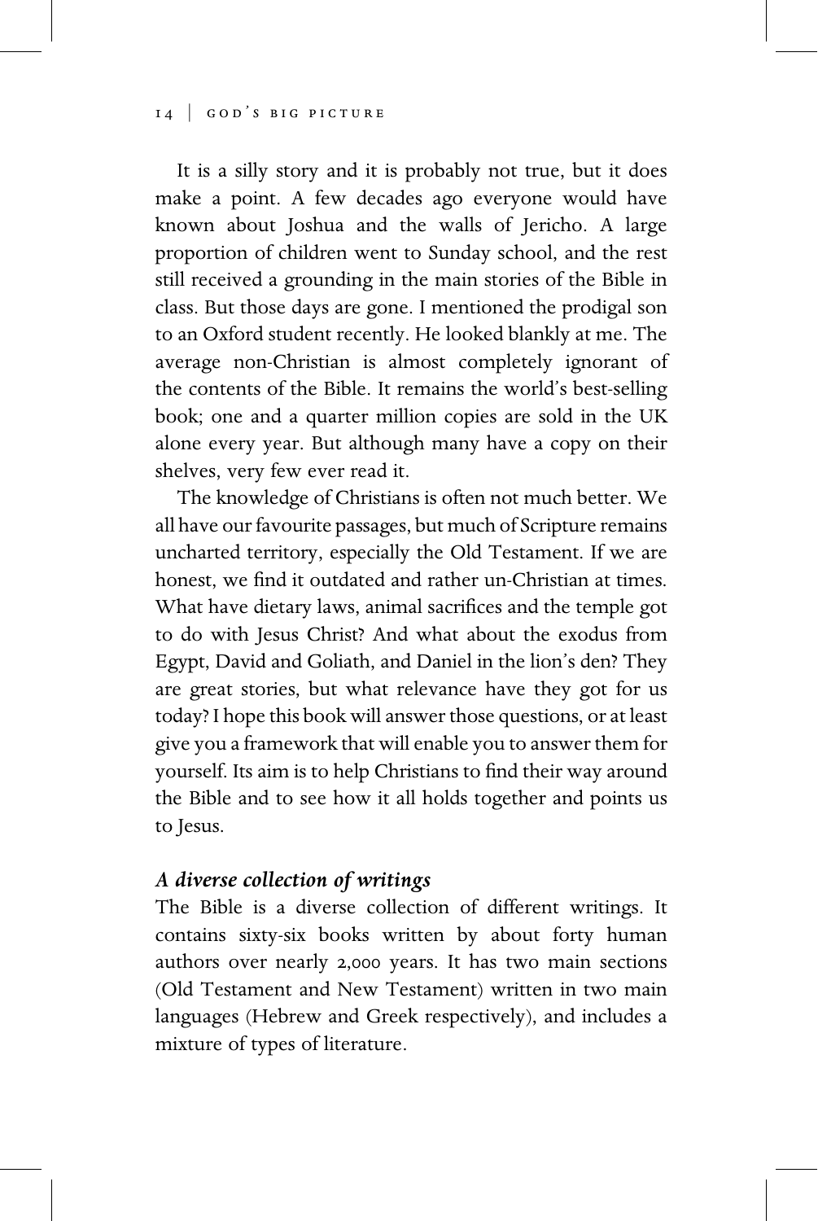It is a silly story and it is probably not true, but it does make a point. A few decades ago everyone would have known about Joshua and the walls of Jericho. A large proportion of children went to Sunday school, and the rest still received a grounding in the main stories of the Bible in class. But those days are gone. I mentioned the prodigal son to an Oxford student recently. He looked blankly at me. The average non-Christian is almost completely ignorant of the contents of the Bible. It remains the world's best-selling book; one and a quarter million copies are sold in the UK alone every year. But although many have a copy on their shelves, very few ever read it.

The knowledge of Christians is often not much better. We all have our favourite passages, but much of Scripture remains uncharted territory, especially the Old Testament. If we are honest, we find it outdated and rather un-Christian at times. What have dietary laws, animal sacrifices and the temple got to do with Jesus Christ? And what about the exodus from Egypt, David and Goliath, and Daniel in the lion's den? They are great stories, but what relevance have they got for us today? I hope this book will answer those questions, or at least give you a framework that will enable you to answer them for yourself. Its aim is to help Christians to find their way around the Bible and to see how it all holds together and points us to Jesus.

### *A diverse collection of writings*

The Bible is a diverse collection of different writings. It contains sixty-six books written by about forty human authors over nearly 2,000 years. It has two main sections (Old Testament and New Testament) written in two main languages (Hebrew and Greek respectively), and includes a mixture of types of literature.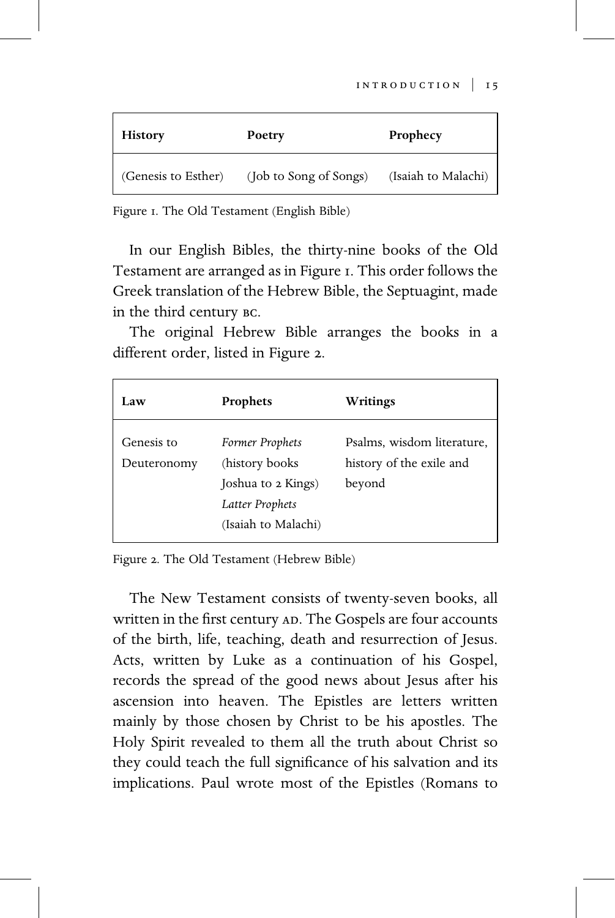| History | Poetry | Prophecy |
| --- | --- | --- |
| (Genesis to Esther) | (Job to Song of Songs) | (Isaiah to Malachi) |

Figure 1. The Old Testament (English Bible)

In our English Bibles, the thirty-nine books of the Old Testament are arranged as in Figure 1. This order follows the Greek translation of the Hebrew Bible, the Septuagint, made in the third century BC.

The original Hebrew Bible arranges the books in a different order, listed in Figure 2.

| Law | Prophets | Writings |
| --- | --- | --- |
| Genesis to Deuteronomy | *Former Prophets* (history books Joshua to 2 Kings) *Latter Prophets* (Isaiah to Malachi) | Psalms, wisdom literature, history of the exile and beyond |

Figure 2. The Old Testament (Hebrew Bible)

The New Testament consists of twenty-seven books, all written in the first century AD. The Gospels are four accounts of the birth, life, teaching, death and resurrection of Jesus. Acts, written by Luke as a continuation of his Gospel, records the spread of the good news about Jesus after his ascension into heaven. The Epistles are letters written mainly by those chosen by Christ to be his apostles. The Holy Spirit revealed to them all the truth about Christ so they could teach the full significance of his salvation and its implications. Paul wrote most of the Epistles (Romans to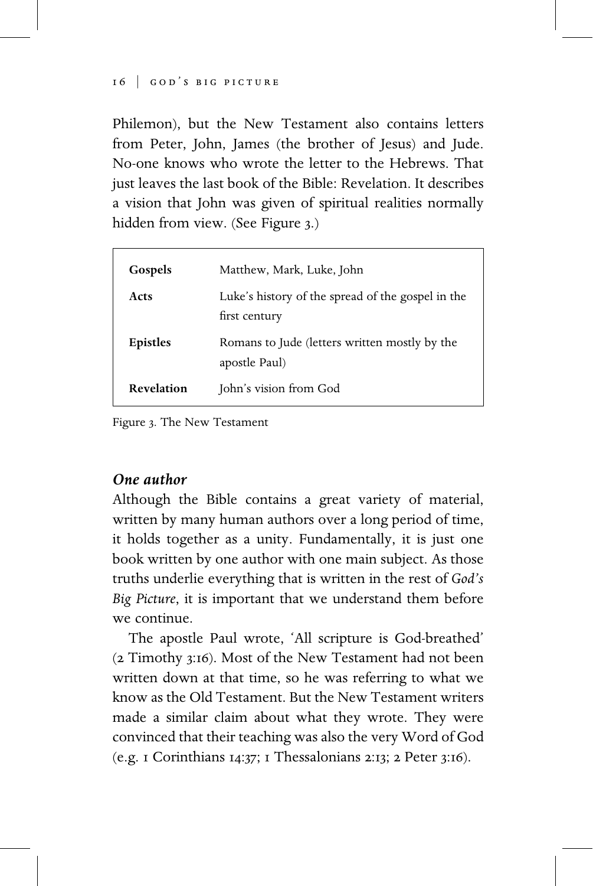Philemon), but the New Testament also contains letters from Peter, John, James (the brother of Jesus) and Jude. No-one knows who wrote the letter to the Hebrews. That just leaves the last book of the Bible: Revelation. It describes a vision that John was given of spiritual realities normally hidden from view. (See Figure 3.)

| | |
|---|---|
| **Gospels** | Matthew, Mark, Luke, John |
| **Acts** | Luke's history of the spread of the gospel in the first century |
| **Epistles** | Romans to Jude (letters written mostly by the apostle Paul) |
| **Revelation** | John's vision from God |

Figure 3. The New Testament

### *One author*

Although the Bible contains a great variety of material, written by many human authors over a long period of time, it holds together as a unity. Fundamentally, it is just one book written by one author with one main subject. As those truths underlie everything that is written in the rest of *God's Big Picture*, it is important that we understand them before we continue.

The apostle Paul wrote, 'All scripture is God-breathed' (2 Timothy 3:16). Most of the New Testament had not been written down at that time, so he was referring to what we know as the Old Testament. But the New Testament writers made a similar claim about what they wrote. They were convinced that their teaching was also the very Word of God (e.g. 1 Corinthians 14:37; 1 Thessalonians 2:13; 2 Peter 3:16).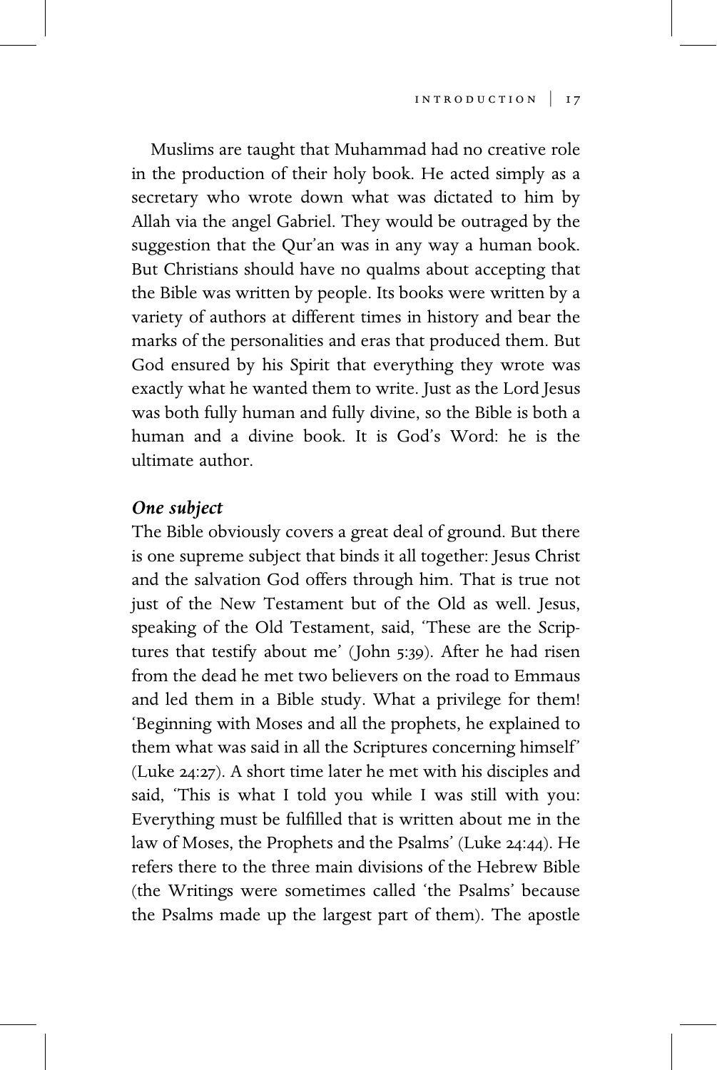Muslims are taught that Muhammad had no creative role in the production of their holy book. He acted simply as a secretary who wrote down what was dictated to him by Allah via the angel Gabriel. They would be outraged by the suggestion that the Qur'an was in any way a human book. But Christians should have no qualms about accepting that the Bible was written by people. Its books were written by a variety of authors at different times in history and bear the marks of the personalities and eras that produced them. But God ensured by his Spirit that everything they wrote was exactly what he wanted them to write. Just as the Lord Jesus was both fully human and fully divine, so the Bible is both a human and a divine book. It is God's Word: he is the ultimate author.

### *One subject*

The Bible obviously covers a great deal of ground. But there is one supreme subject that binds it all together: Jesus Christ and the salvation God offers through him. That is true not just of the New Testament but of the Old as well. Jesus, speaking of the Old Testament, said, 'These are the Scriptures that testify about me' (John 5:39). After he had risen from the dead he met two believers on the road to Emmaus and led them in a Bible study. What a privilege for them! 'Beginning with Moses and all the prophets, he explained to them what was said in all the Scriptures concerning himself' (Luke 24:27). A short time later he met with his disciples and said, 'This is what I told you while I was still with you: Everything must be fulfilled that is written about me in the law of Moses, the Prophets and the Psalms' (Luke 24:44). He refers there to the three main divisions of the Hebrew Bible (the Writings were sometimes called 'the Psalms' because the Psalms made up the largest part of them). The apostle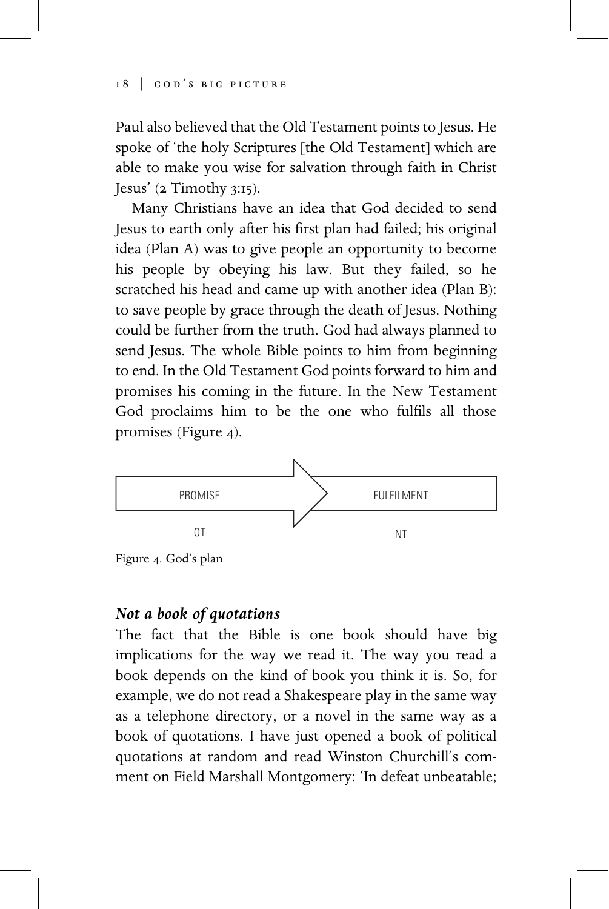Paul also believed that the Old Testament points to Jesus. He spoke of 'the holy Scriptures [the Old Testament] which are able to make you wise for salvation through faith in Christ Jesus' (2 Timothy 3:15).

Many Christians have an idea that God decided to send Jesus to earth only after his first plan had failed; his original idea (Plan A) was to give people an opportunity to become his people by obeying his law. But they failed, so he scratched his head and came up with another idea (Plan B): to save people by grace through the death of Jesus. Nothing could be further from the truth. God had always planned to send Jesus. The whole Bible points to him from beginning to end. In the Old Testament God points forward to him and promises his coming in the future. In the New Testament God proclaims him to be the one who fulfils all those promises (Figure 4).

PROMISE → FULFILMENT

OT NT

Figure 4. God's plan

### *Not a book of quotations*

The fact that the Bible is one book should have big implications for the way we read it. The way you read a book depends on the kind of book you think it is. So, for example, we do not read a Shakespeare play in the same way as a telephone directory, or a novel in the same way as a book of quotations. I have just opened a book of political quotations at random and read Winston Churchill's comment on Field Marshall Montgomery: 'In defeat unbeatable;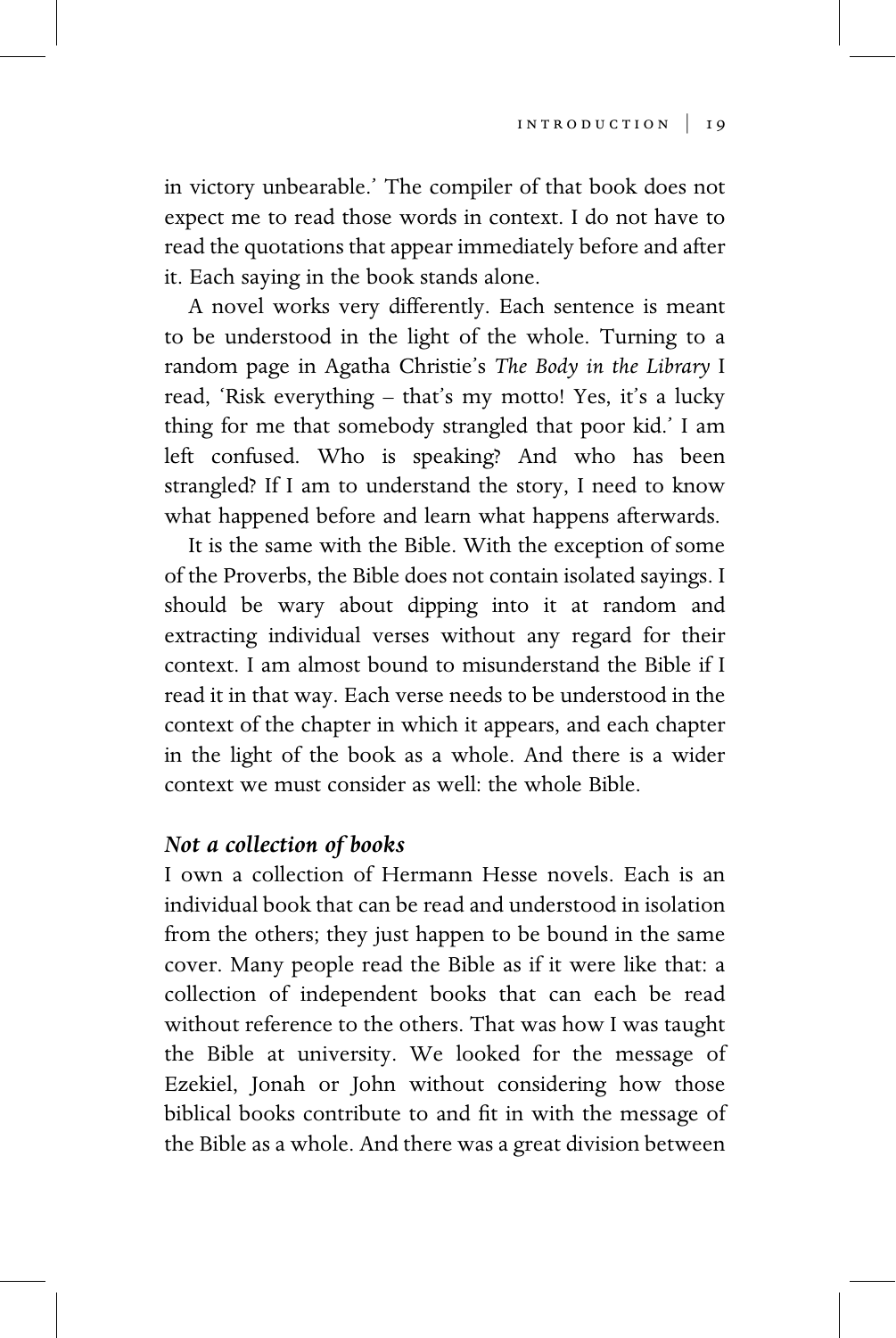in victory unbearable.' The compiler of that book does not expect me to read those words in context. I do not have to read the quotations that appear immediately before and after it. Each saying in the book stands alone.

A novel works very differently. Each sentence is meant to be understood in the light of the whole. Turning to a random page in Agatha Christie's *The Body in the Library* I read, 'Risk everything – that's my motto! Yes, it's a lucky thing for me that somebody strangled that poor kid.' I am left confused. Who is speaking? And who has been strangled? If I am to understand the story, I need to know what happened before and learn what happens afterwards.

It is the same with the Bible. With the exception of some of the Proverbs, the Bible does not contain isolated sayings. I should be wary about dipping into it at random and extracting individual verses without any regard for their context. I am almost bound to misunderstand the Bible if I read it in that way. Each verse needs to be understood in the context of the chapter in which it appears, and each chapter in the light of the book as a whole. And there is a wider context we must consider as well: the whole Bible.

### *Not a collection of books*

I own a collection of Hermann Hesse novels. Each is an individual book that can be read and understood in isolation from the others; they just happen to be bound in the same cover. Many people read the Bible as if it were like that: a collection of independent books that can each be read without reference to the others. That was how I was taught the Bible at university. We looked for the message of Ezekiel, Jonah or John without considering how those biblical books contribute to and fit in with the message of the Bible as a whole. And there was a great division between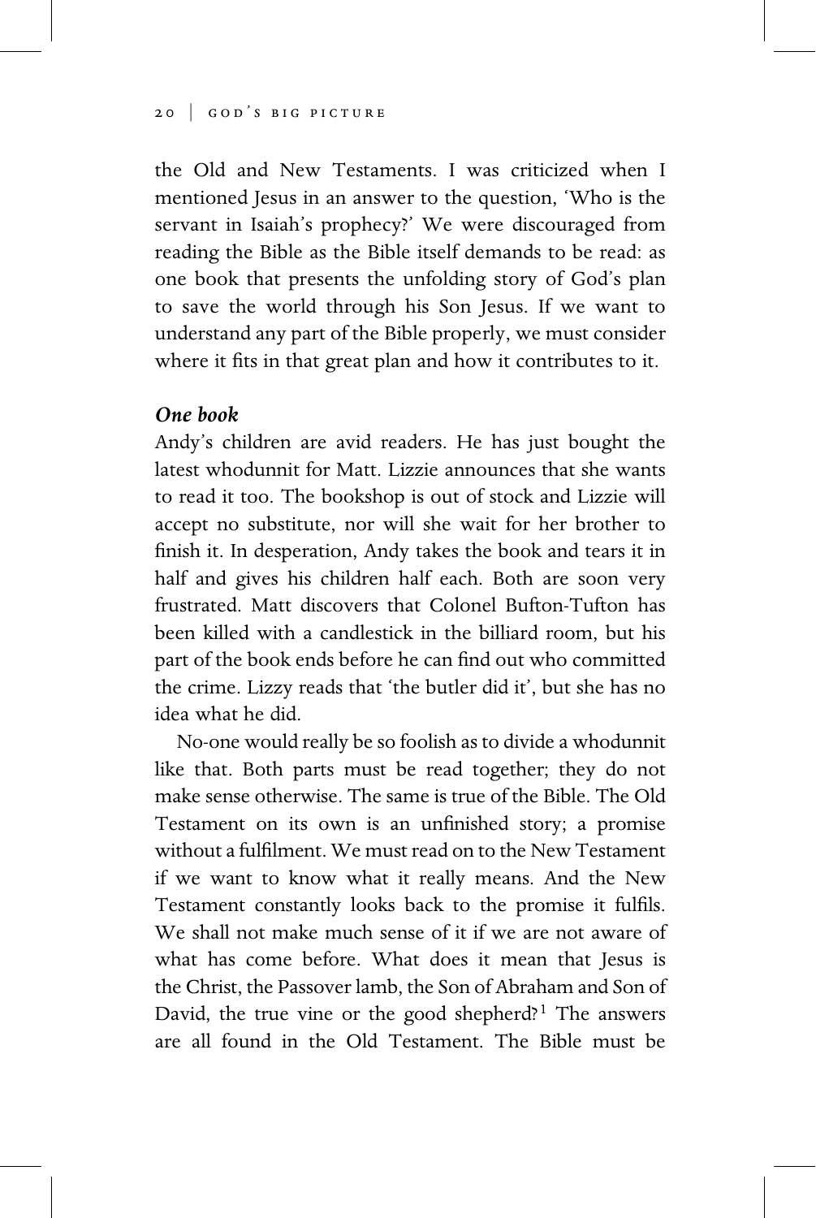the Old and New Testaments. I was criticized when I mentioned Jesus in an answer to the question, 'Who is the servant in Isaiah's prophecy?' We were discouraged from reading the Bible as the Bible itself demands to be read: as one book that presents the unfolding story of God's plan to save the world through his Son Jesus. If we want to understand any part of the Bible properly, we must consider where it fits in that great plan and how it contributes to it.

### *One book*

Andy's children are avid readers. He has just bought the latest whodunnit for Matt. Lizzie announces that she wants to read it too. The bookshop is out of stock and Lizzie will accept no substitute, nor will she wait for her brother to finish it. In desperation, Andy takes the book and tears it in half and gives his children half each. Both are soon very frustrated. Matt discovers that Colonel Bufton-Tufton has been killed with a candlestick in the billiard room, but his part of the book ends before he can find out who committed the crime. Lizzy reads that 'the butler did it', but she has no idea what he did.

No-one would really be so foolish as to divide a whodunnit like that. Both parts must be read together; they do not make sense otherwise. The same is true of the Bible. The Old Testament on its own is an unfinished story; a promise without a fulfilment. We must read on to the New Testament if we want to know what it really means. And the New Testament constantly looks back to the promise it fulfils. We shall not make much sense of it if we are not aware of what has come before. What does it mean that Jesus is the Christ, the Passover lamb, the Son of Abraham and Son of David, the true vine or the good shepherd?[1] The answers are all found in the Old Testament. The Bible must be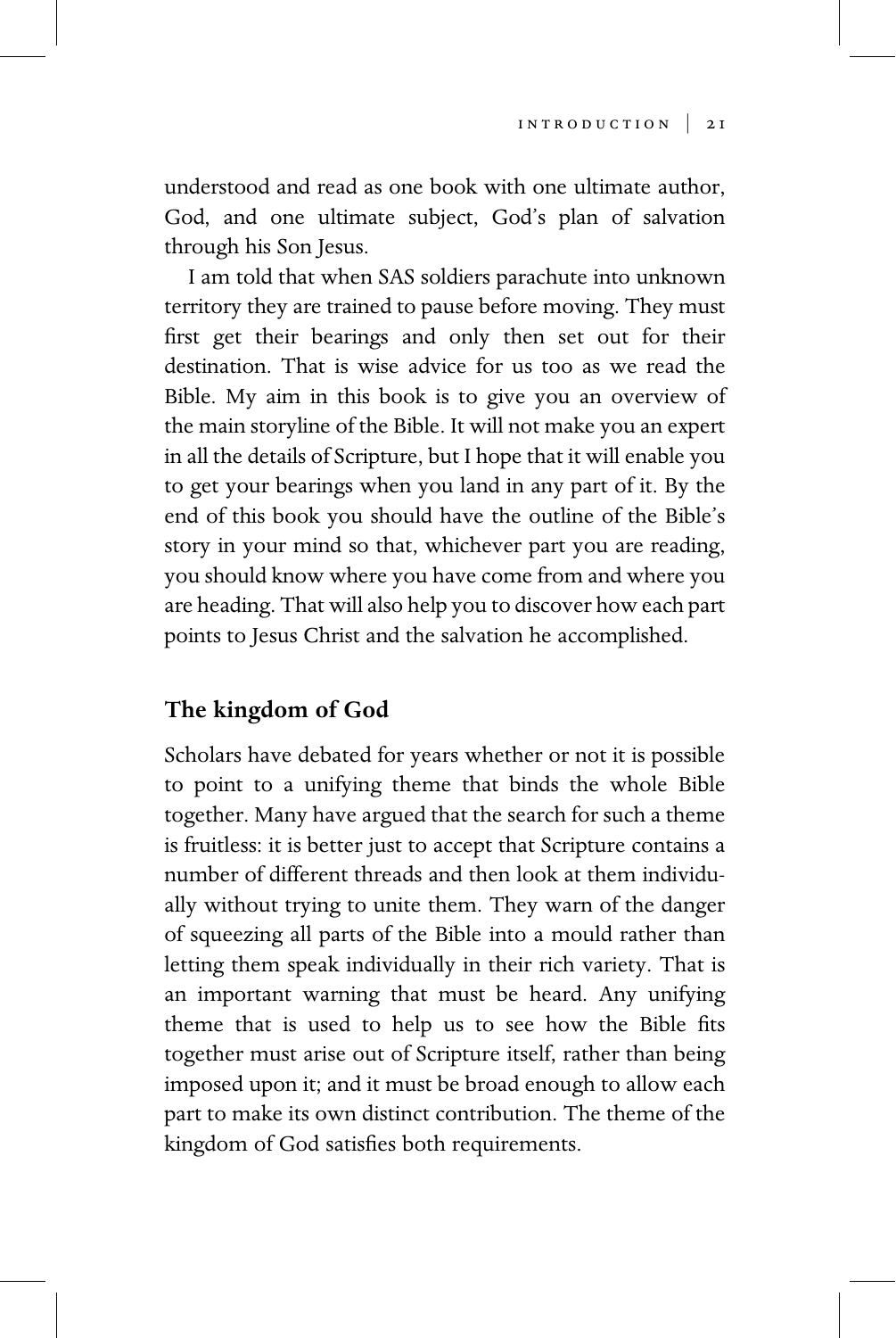understood and read as one book with one ultimate author, God, and one ultimate subject, God's plan of salvation through his Son Jesus.

I am told that when SAS soldiers parachute into unknown territory they are trained to pause before moving. They must first get their bearings and only then set out for their destination. That is wise advice for us too as we read the Bible. My aim in this book is to give you an overview of the main storyline of the Bible. It will not make you an expert in all the details of Scripture, but I hope that it will enable you to get your bearings when you land in any part of it. By the end of this book you should have the outline of the Bible's story in your mind so that, whichever part you are reading, you should know where you have come from and where you are heading. That will also help you to discover how each part points to Jesus Christ and the salvation he accomplished.

## The kingdom of God

Scholars have debated for years whether or not it is possible to point to a unifying theme that binds the whole Bible together. Many have argued that the search for such a theme is fruitless: it is better just to accept that Scripture contains a number of different threads and then look at them individually without trying to unite them. They warn of the danger of squeezing all parts of the Bible into a mould rather than letting them speak individually in their rich variety. That is an important warning that must be heard. Any unifying theme that is used to help us to see how the Bible fits together must arise out of Scripture itself, rather than being imposed upon it; and it must be broad enough to allow each part to make its own distinct contribution. The theme of the kingdom of God satisfies both requirements.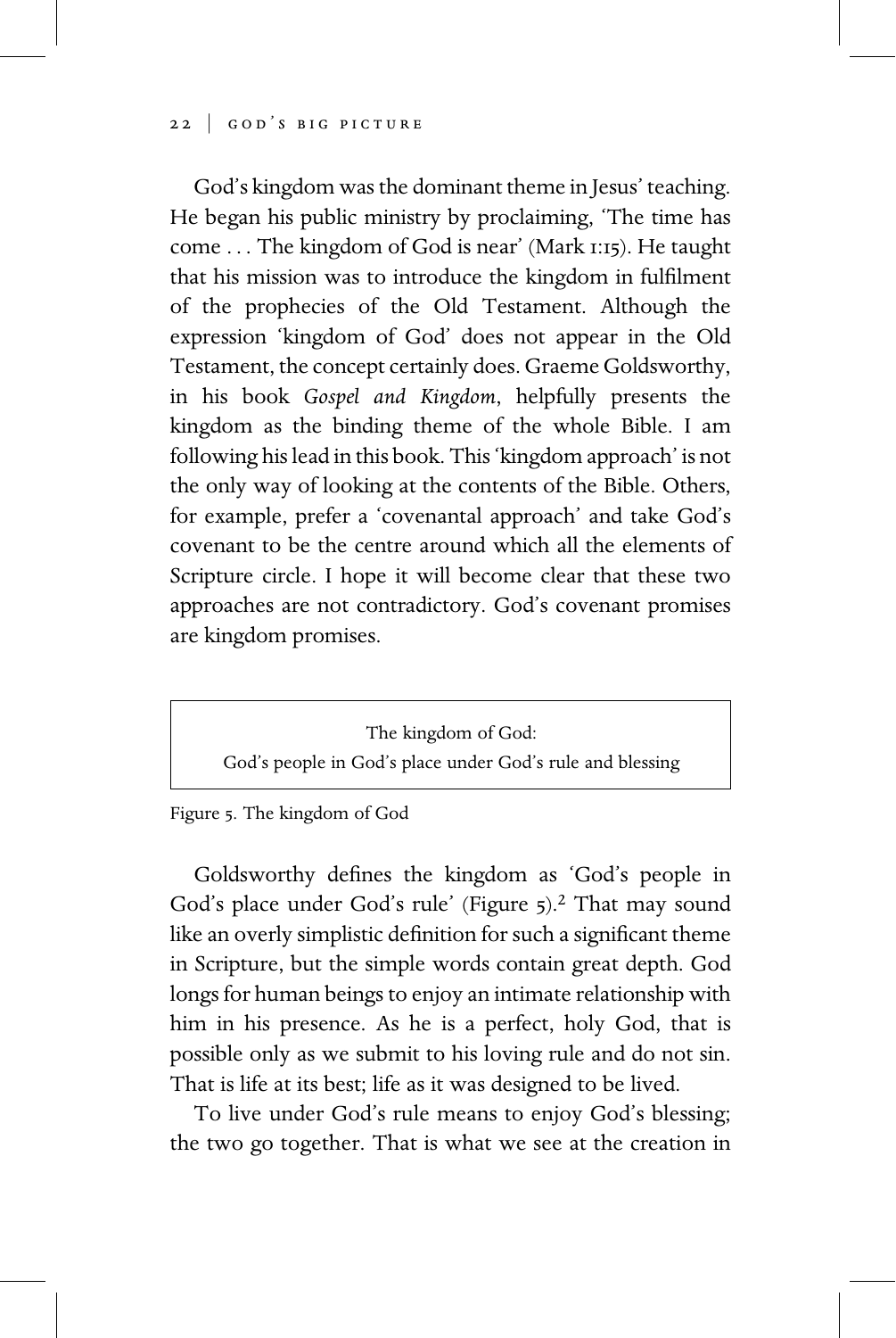God's kingdom was the dominant theme in Jesus' teaching. He began his public ministry by proclaiming, 'The time has come . . . The kingdom of God is near' (Mark 1:15). He taught that his mission was to introduce the kingdom in fulfilment of the prophecies of the Old Testament. Although the expression 'kingdom of God' does not appear in the Old Testament, the concept certainly does. Graeme Goldsworthy, in his book *Gospel and Kingdom*, helpfully presents the kingdom as the binding theme of the whole Bible. I am following his lead in this book. This 'kingdom approach' is not the only way of looking at the contents of the Bible. Others, for example, prefer a 'covenantal approach' and take God's covenant to be the centre around which all the elements of Scripture circle. I hope it will become clear that these two approaches are not contradictory. God's covenant promises are kingdom promises.

| The kingdom of God:<br>God's people in God's place under God's rule and blessing |
|---|

Figure 5. The kingdom of God

Goldsworthy defines the kingdom as 'God's people in God's place under God's rule' (Figure 5).[2] That may sound like an overly simplistic definition for such a significant theme in Scripture, but the simple words contain great depth. God longs for human beings to enjoy an intimate relationship with him in his presence. As he is a perfect, holy God, that is possible only as we submit to his loving rule and do not sin. That is life at its best; life as it was designed to be lived.

To live under God's rule means to enjoy God's blessing; the two go together. That is what we see at the creation in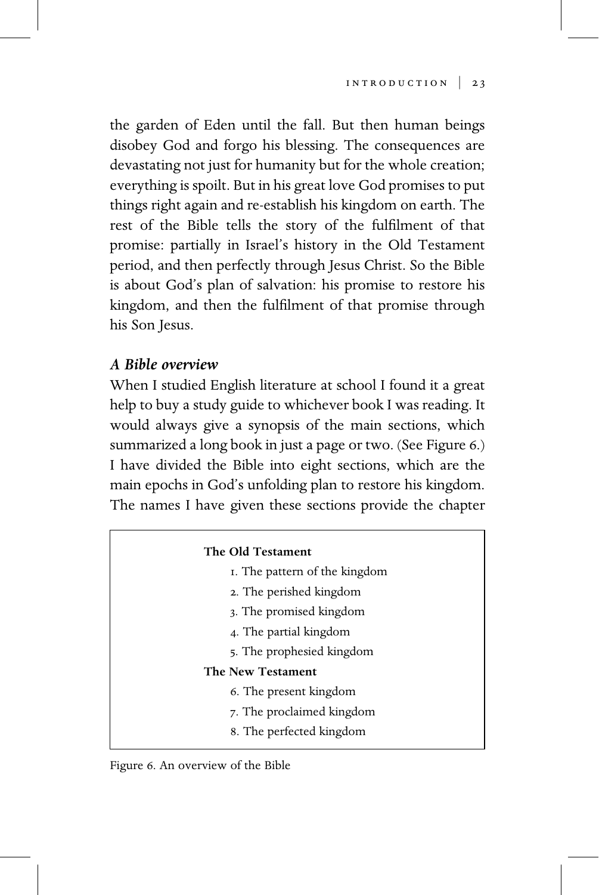the garden of Eden until the fall. But then human beings disobey God and forgo his blessing. The consequences are devastating not just for humanity but for the whole creation; everything is spoilt. But in his great love God promises to put things right again and re-establish his kingdom on earth. The rest of the Bible tells the story of the fulfilment of that promise: partially in Israel's history in the Old Testament period, and then perfectly through Jesus Christ. So the Bible is about God's plan of salvation: his promise to restore his kingdom, and then the fulfilment of that promise through his Son Jesus.

### *A Bible overview*

When I studied English literature at school I found it a great help to buy a study guide to whichever book I was reading. It would always give a synopsis of the main sections, which summarized a long book in just a page or two. (See Figure 6.) I have divided the Bible into eight sections, which are the main epochs in God's unfolding plan to restore his kingdom. The names I have given these sections provide the chapter

**The Old Testament**

1. The pattern of the kingdom
2. The perished kingdom
3. The promised kingdom
4. The partial kingdom
5. The prophesied kingdom

**The New Testament**

6. The present kingdom
7. The proclaimed kingdom
8. The perfected kingdom

Figure 6. An overview of the Bible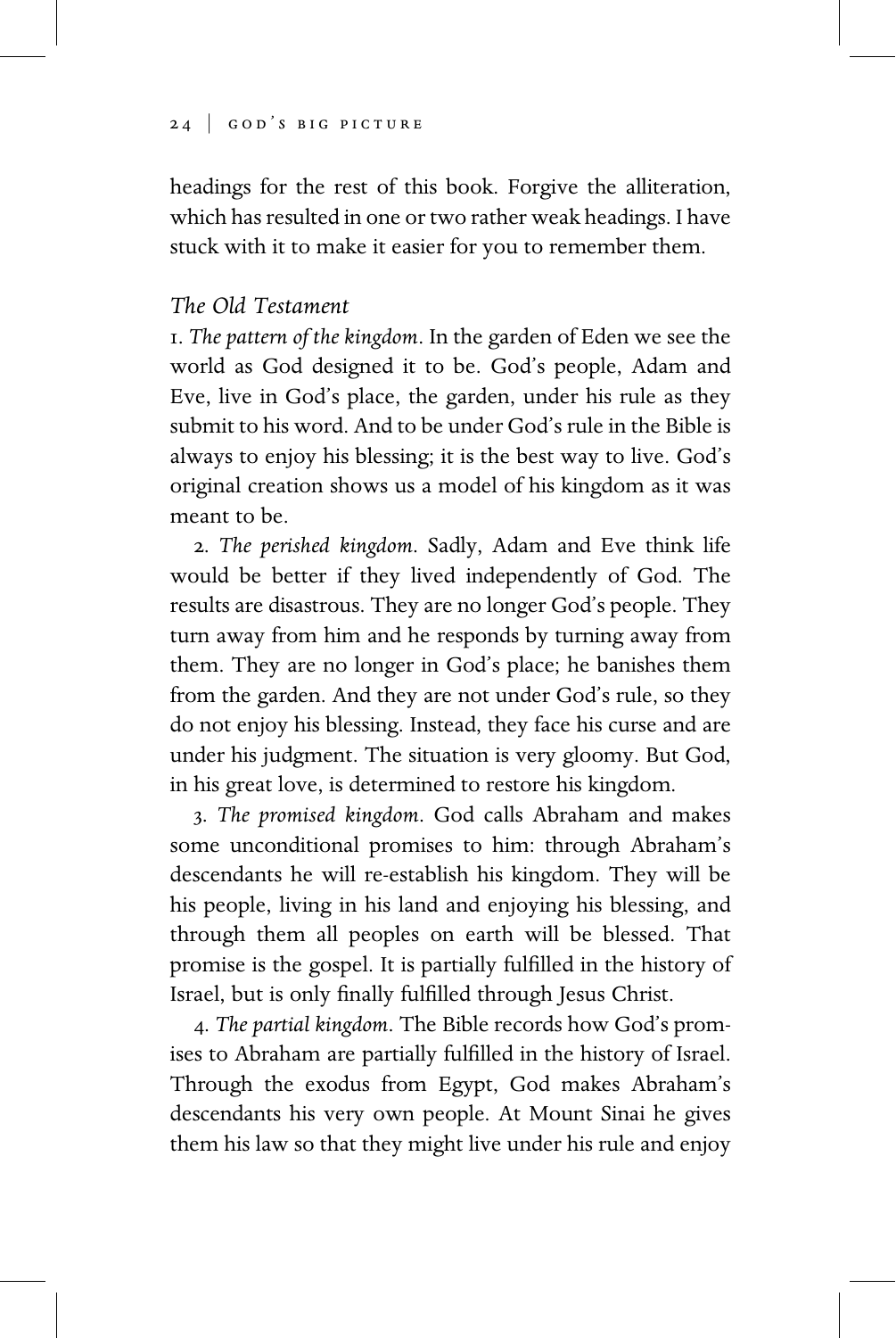headings for the rest of this book. Forgive the alliteration, which has resulted in one or two rather weak headings. I have stuck with it to make it easier for you to remember them.

*The Old Testament*

1. *The pattern of the kingdom*. In the garden of Eden we see the world as God designed it to be. God's people, Adam and Eve, live in God's place, the garden, under his rule as they submit to his word. And to be under God's rule in the Bible is always to enjoy his blessing; it is the best way to live. God's original creation shows us a model of his kingdom as it was meant to be.

2. *The perished kingdom*. Sadly, Adam and Eve think life would be better if they lived independently of God. The results are disastrous. They are no longer God's people. They turn away from him and he responds by turning away from them. They are no longer in God's place; he banishes them from the garden. And they are not under God's rule, so they do not enjoy his blessing. Instead, they face his curse and are under his judgment. The situation is very gloomy. But God, in his great love, is determined to restore his kingdom.

3. *The promised kingdom*. God calls Abraham and makes some unconditional promises to him: through Abraham's descendants he will re-establish his kingdom. They will be his people, living in his land and enjoying his blessing, and through them all peoples on earth will be blessed. That promise is the gospel. It is partially fulfilled in the history of Israel, but is only finally fulfilled through Jesus Christ.

4. *The partial kingdom*. The Bible records how God's promises to Abraham are partially fulfilled in the history of Israel. Through the exodus from Egypt, God makes Abraham's descendants his very own people. At Mount Sinai he gives them his law so that they might live under his rule and enjoy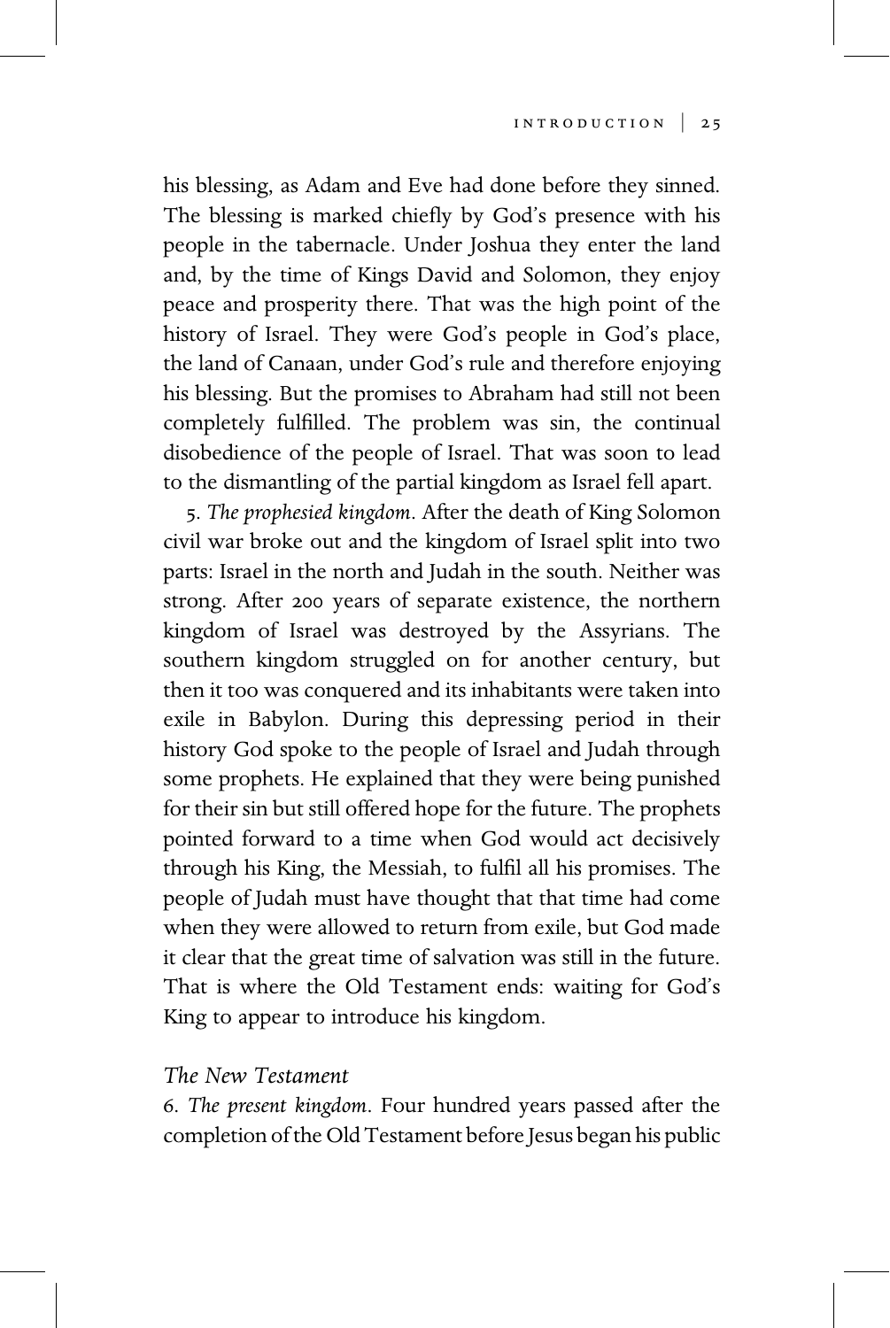his blessing, as Adam and Eve had done before they sinned. The blessing is marked chiefly by God's presence with his people in the tabernacle. Under Joshua they enter the land and, by the time of Kings David and Solomon, they enjoy peace and prosperity there. That was the high point of the history of Israel. They were God's people in God's place, the land of Canaan, under God's rule and therefore enjoying his blessing. But the promises to Abraham had still not been completely fulfilled. The problem was sin, the continual disobedience of the people of Israel. That was soon to lead to the dismantling of the partial kingdom as Israel fell apart.

5. *The prophesied kingdom*. After the death of King Solomon civil war broke out and the kingdom of Israel split into two parts: Israel in the north and Judah in the south. Neither was strong. After 200 years of separate existence, the northern kingdom of Israel was destroyed by the Assyrians. The southern kingdom struggled on for another century, but then it too was conquered and its inhabitants were taken into exile in Babylon. During this depressing period in their history God spoke to the people of Israel and Judah through some prophets. He explained that they were being punished for their sin but still offered hope for the future. The prophets pointed forward to a time when God would act decisively through his King, the Messiah, to fulfil all his promises. The people of Judah must have thought that that time had come when they were allowed to return from exile, but God made it clear that the great time of salvation was still in the future. That is where the Old Testament ends: waiting for God's King to appear to introduce his kingdom.

### *The New Testament*

6. *The present kingdom*. Four hundred years passed after the completion of the Old Testament before Jesus began his public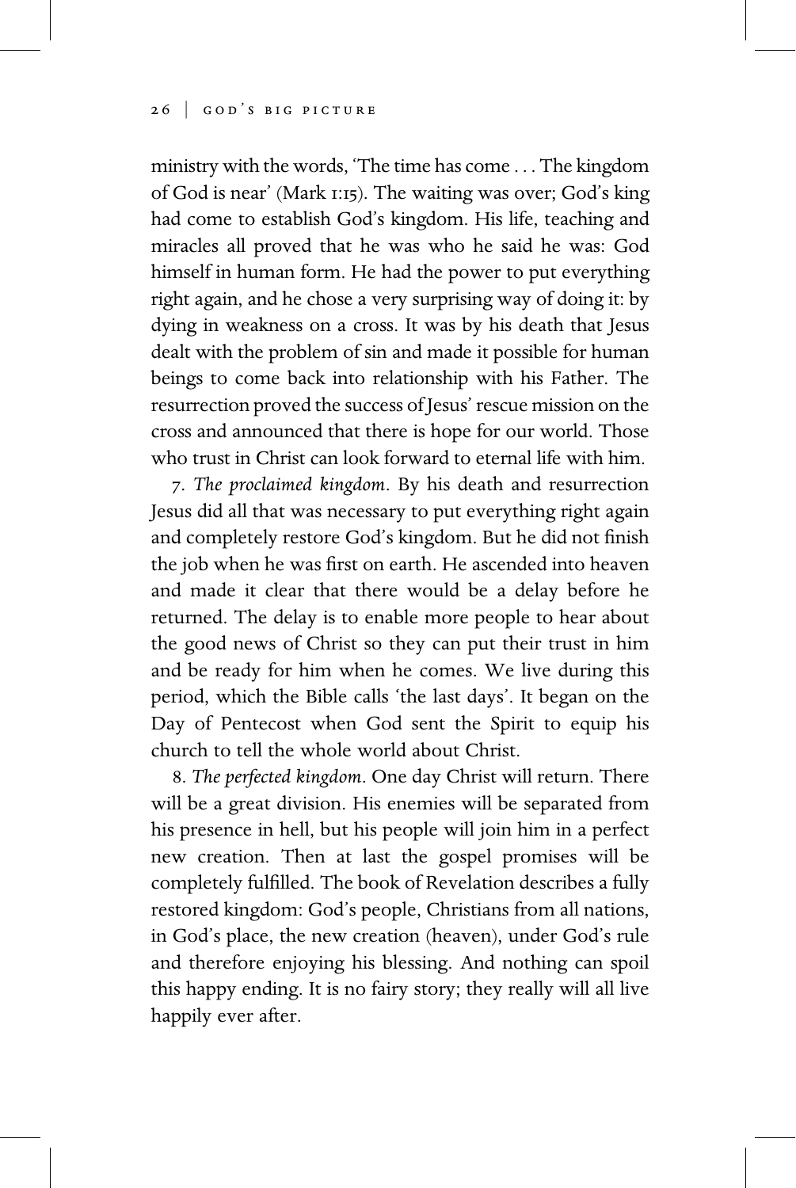ministry with the words, 'The time has come . . . The kingdom of God is near' (Mark 1:15). The waiting was over; God's king had come to establish God's kingdom. His life, teaching and miracles all proved that he was who he said he was: God himself in human form. He had the power to put everything right again, and he chose a very surprising way of doing it: by dying in weakness on a cross. It was by his death that Jesus dealt with the problem of sin and made it possible for human beings to come back into relationship with his Father. The resurrection proved the success of Jesus' rescue mission on the cross and announced that there is hope for our world. Those who trust in Christ can look forward to eternal life with him.

7. *The proclaimed kingdom*. By his death and resurrection Jesus did all that was necessary to put everything right again and completely restore God's kingdom. But he did not finish the job when he was first on earth. He ascended into heaven and made it clear that there would be a delay before he returned. The delay is to enable more people to hear about the good news of Christ so they can put their trust in him and be ready for him when he comes. We live during this period, which the Bible calls 'the last days'. It began on the Day of Pentecost when God sent the Spirit to equip his church to tell the whole world about Christ.

8. *The perfected kingdom*. One day Christ will return. There will be a great division. His enemies will be separated from his presence in hell, but his people will join him in a perfect new creation. Then at last the gospel promises will be completely fulfilled. The book of Revelation describes a fully restored kingdom: God's people, Christians from all nations, in God's place, the new creation (heaven), under God's rule and therefore enjoying his blessing. And nothing can spoil this happy ending. It is no fairy story; they really will all live happily ever after.